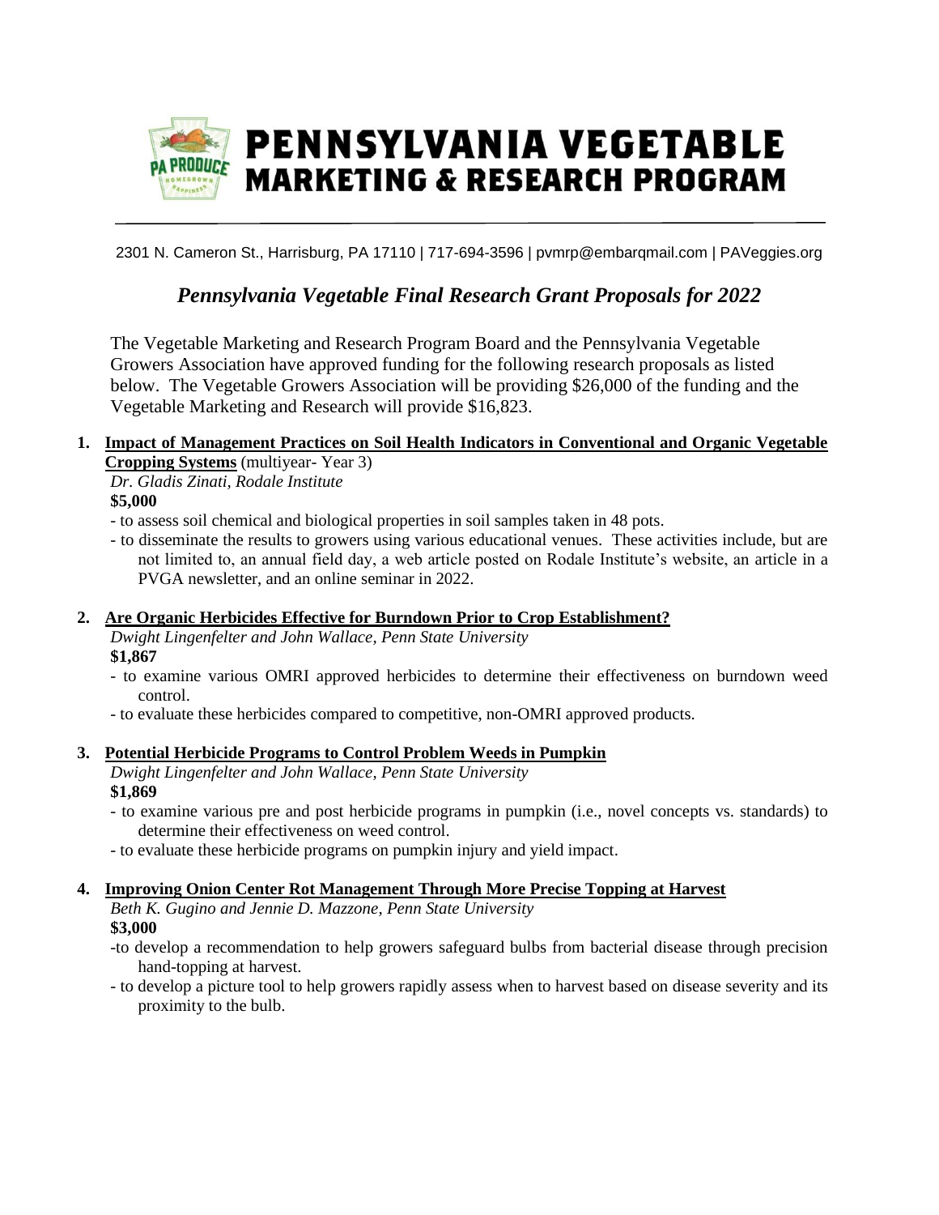# PENNSYLVANIA VEGETABLE MARKETING & RESEARCH PROGRAM

2301 N. Cameron St., Harrisburg, PA 17110 | 717-694-3596 | pvmrp@embarqmail.com | PAVeggies.org

## *Pennsylvania Vegetable Final Research Grant Proposals for 2022*

The Vegetable Marketing and Research Program Board and the Pennsylvania Vegetable Growers Association have approved funding for the following research proposals as listed below. The Vegetable Growers Association will be providing $26,000 of the funding and the Vegetable Marketing and Research will provide $16,823.

1. **Impact of Management Practices on Soil Health Indicators in Conventional and Organic Vegetable Cropping Systems** (multiyear- Year 3)
   *Dr. Gladis Zinati, Rodale Institute*
   **$5,000**
   - to assess soil chemical and biological properties in soil samples taken in 48 pots.
   - to disseminate the results to growers using various educational venues. These activities include, but are not limited to, an annual field day, a web article posted on Rodale Institute's website, an article in a PVGA newsletter, and an online seminar in 2022.

2. **Are Organic Herbicides Effective for Burndown Prior to Crop Establishment?**
   *Dwight Lingenfelter and John Wallace, Penn State University*
   **$1,867**
   - to examine various OMRI approved herbicides to determine their effectiveness on burndown weed control.
   - to evaluate these herbicides compared to competitive, non-OMRI approved products.

3. **Potential Herbicide Programs to Control Problem Weeds in Pumpkin**
   *Dwight Lingenfelter and John Wallace, Penn State University*
   **$1,869**
   - to examine various pre and post herbicide programs in pumpkin (i.e., novel concepts vs. standards) to determine their effectiveness on weed control.
   - to evaluate these herbicide programs on pumpkin injury and yield impact.

4. **Improving Onion Center Rot Management Through More Precise Topping at Harvest**
   *Beth K. Gugino and Jennie D. Mazzone, Penn State University*
   **$3,000**
   - to develop a recommendation to help growers safeguard bulbs from bacterial disease through precision hand-topping at harvest.
   - to develop a picture tool to help growers rapidly assess when to harvest based on disease severity and its proximity to the bulb.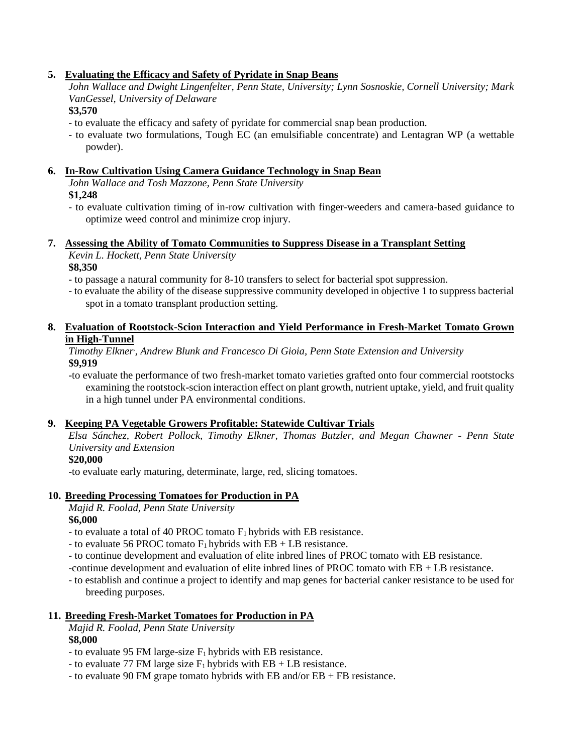5. **Evaluating the Efficacy and Safety of Pyridate in Snap Beans**
   *John Wallace and Dwight Lingenfelter, Penn State, University; Lynn Sosnoskie, Cornell University; Mark VanGessel, University of Delaware*
   **$3,570**
   - to evaluate the efficacy and safety of pyridate for commercial snap bean production.
   - to evaluate two formulations, Tough EC (an emulsifiable concentrate) and Lentagran WP (a wettable powder).

6. **In-Row Cultivation Using Camera Guidance Technology in Snap Bean**
   *John Wallace and Tosh Mazzone, Penn State University*
   **$1,248**
   - to evaluate cultivation timing of in-row cultivation with finger-weeders and camera-based guidance to optimize weed control and minimize crop injury.

7. **Assessing the Ability of Tomato Communities to Suppress Disease in a Transplant Setting**
   *Kevin L. Hockett, Penn State University*
   **$8,350**
   - to passage a natural community for 8-10 transfers to select for bacterial spot suppression.
   - to evaluate the ability of the disease suppressive community developed in objective 1 to suppress bacterial spot in a tomato transplant production setting.

8. **Evaluation of Rootstock-Scion Interaction and Yield Performance in Fresh-Market Tomato Grown in High-Tunnel**
   *Timothy Elkner, Andrew Blunk and Francesco Di Gioia, Penn State Extension and University*
   **$9,919**
   -to evaluate the performance of two fresh-market tomato varieties grafted onto four commercial rootstocks examining the rootstock-scion interaction effect on plant growth, nutrient uptake, yield, and fruit quality in a high tunnel under PA environmental conditions.

9. **Keeping PA Vegetable Growers Profitable: Statewide Cultivar Trials**
   *Elsa Sánchez, Robert Pollock, Timothy Elkner, Thomas Butzler, and Megan Chawner - Penn State University and Extension*
   **$20,000**
   -to evaluate early maturing, determinate, large, red, slicing tomatoes.

10. **Breeding Processing Tomatoes for Production in PA**
    *Majid R. Foolad, Penn State University*
    **$6,000**
    - to evaluate a total of 40 PROC tomato $F_1$ hybrids with EB resistance.
    - to evaluate 56 PROC tomato $F_1$ hybrids with EB + LB resistance.
    - to continue development and evaluation of elite inbred lines of PROC tomato with EB resistance.
    -continue development and evaluation of elite inbred lines of PROC tomato with EB + LB resistance.
    - to establish and continue a project to identify and map genes for bacterial canker resistance to be used for breeding purposes.

11. **Breeding Fresh-Market Tomatoes for Production in PA**
    *Majid R. Foolad, Penn State University*
    **$8,000**
    - to evaluate 95 FM large-size $F_1$ hybrids with EB resistance.
    - to evaluate 77 FM large size $F_1$ hybrids with EB + LB resistance.
    - to evaluate 90 FM grape tomato hybrids with EB and/or EB + FB resistance.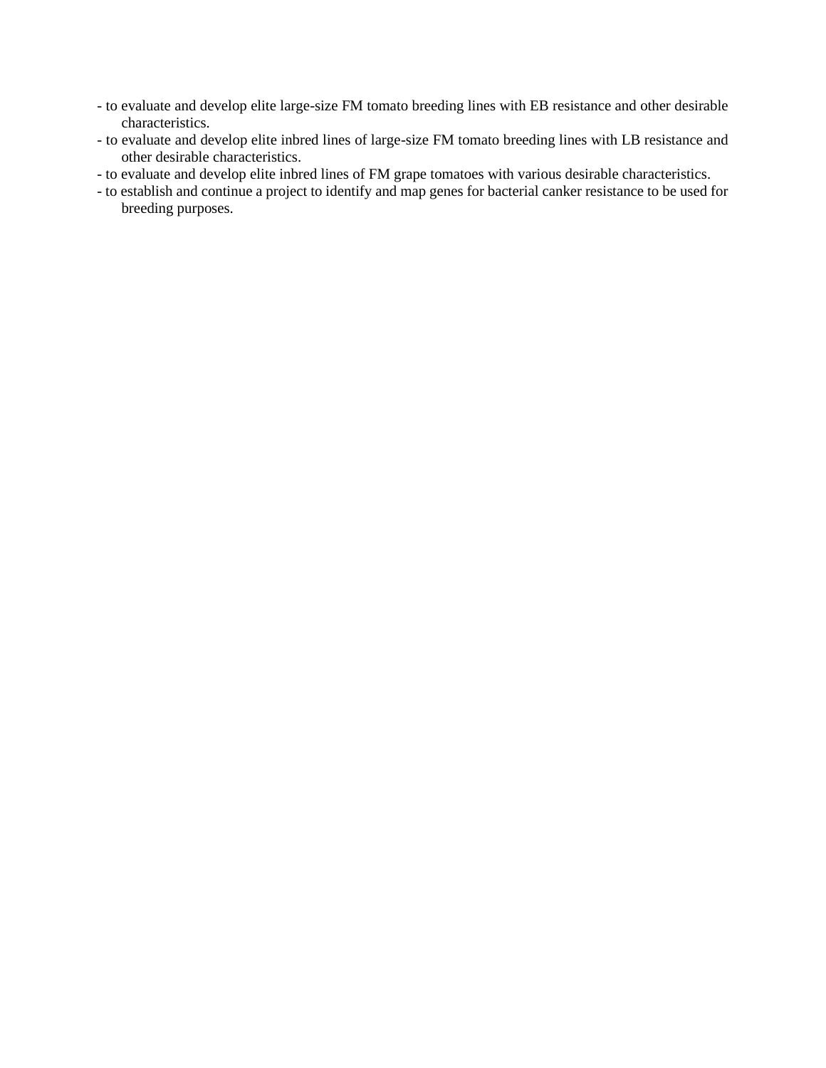- to evaluate and develop elite large-size FM tomato breeding lines with EB resistance and other desirable characteristics.
- to evaluate and develop elite inbred lines of large-size FM tomato breeding lines with LB resistance and other desirable characteristics.
- to evaluate and develop elite inbred lines of FM grape tomatoes with various desirable characteristics.
- to establish and continue a project to identify and map genes for bacterial canker resistance to be used for breeding purposes.